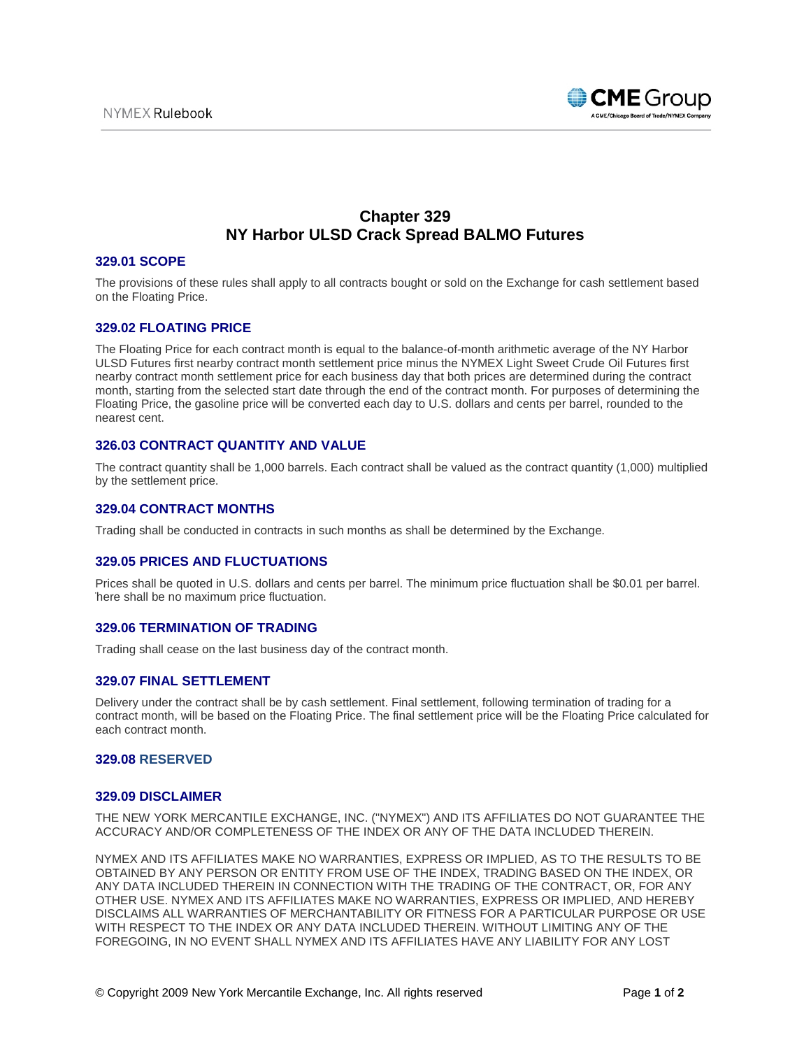# Chapter 329
# NY Harbor ULSD Crack Spread BALMO Futures

### 329.01 SCOPE

The provisions of these rules shall apply to all contracts bought or sold on the Exchange for cash settlement based on the Floating Price.

### 329.02 FLOATING PRICE

The Floating Price for each contract month is equal to the balance-of-month arithmetic average of the NY Harbor ULSD Futures first nearby contract month settlement price minus the NYMEX Light Sweet Crude Oil Futures first nearby contract month settlement price for each business day that both prices are determined during the contract month, starting from the selected start date through the end of the contract month. For purposes of determining the Floating Price, the gasoline price will be converted each day to U.S. dollars and cents per barrel, rounded to the nearest cent.

### 326.03 CONTRACT QUANTITY AND VALUE

The contract quantity shall be 1,000 barrels. Each contract shall be valued as the contract quantity (1,000) multiplied by the settlement price.

### 329.04 CONTRACT MONTHS

Trading shall be conducted in contracts in such months as shall be determined by the Exchange.

### 329.05 PRICES AND FLUCTUATIONS

Prices shall be quoted in U.S. dollars and cents per barrel. The minimum price fluctuation shall be $0.01 per barrel. 'here shall be no maximum price fluctuation.

### 329.06 TERMINATION OF TRADING

Trading shall cease on the last business day of the contract month.

### 329.07 FINAL SETTLEMENT

Delivery under the contract shall be by cash settlement. Final settlement, following termination of trading for a contract month, will be based on the Floating Price. The final settlement price will be the Floating Price calculated for each contract month.

### 329.08 RESERVED

### 329.09 DISCLAIMER

THE NEW YORK MERCANTILE EXCHANGE, INC. ("NYMEX") AND ITS AFFILIATES DO NOT GUARANTEE THE ACCURACY AND/OR COMPLETENESS OF THE INDEX OR ANY OF THE DATA INCLUDED THEREIN.

NYMEX AND ITS AFFILIATES MAKE NO WARRANTIES, EXPRESS OR IMPLIED, AS TO THE RESULTS TO BE OBTAINED BY ANY PERSON OR ENTITY FROM USE OF THE INDEX, TRADING BASED ON THE INDEX, OR ANY DATA INCLUDED THEREIN IN CONNECTION WITH THE TRADING OF THE CONTRACT, OR, FOR ANY OTHER USE. NYMEX AND ITS AFFILIATES MAKE NO WARRANTIES, EXPRESS OR IMPLIED, AND HEREBY DISCLAIMS ALL WARRANTIES OF MERCHANTABILITY OR FITNESS FOR A PARTICULAR PURPOSE OR USE WITH RESPECT TO THE INDEX OR ANY DATA INCLUDED THEREIN. WITHOUT LIMITING ANY OF THE FOREGOING, IN NO EVENT SHALL NYMEX AND ITS AFFILIATES HAVE ANY LIABILITY FOR ANY LOST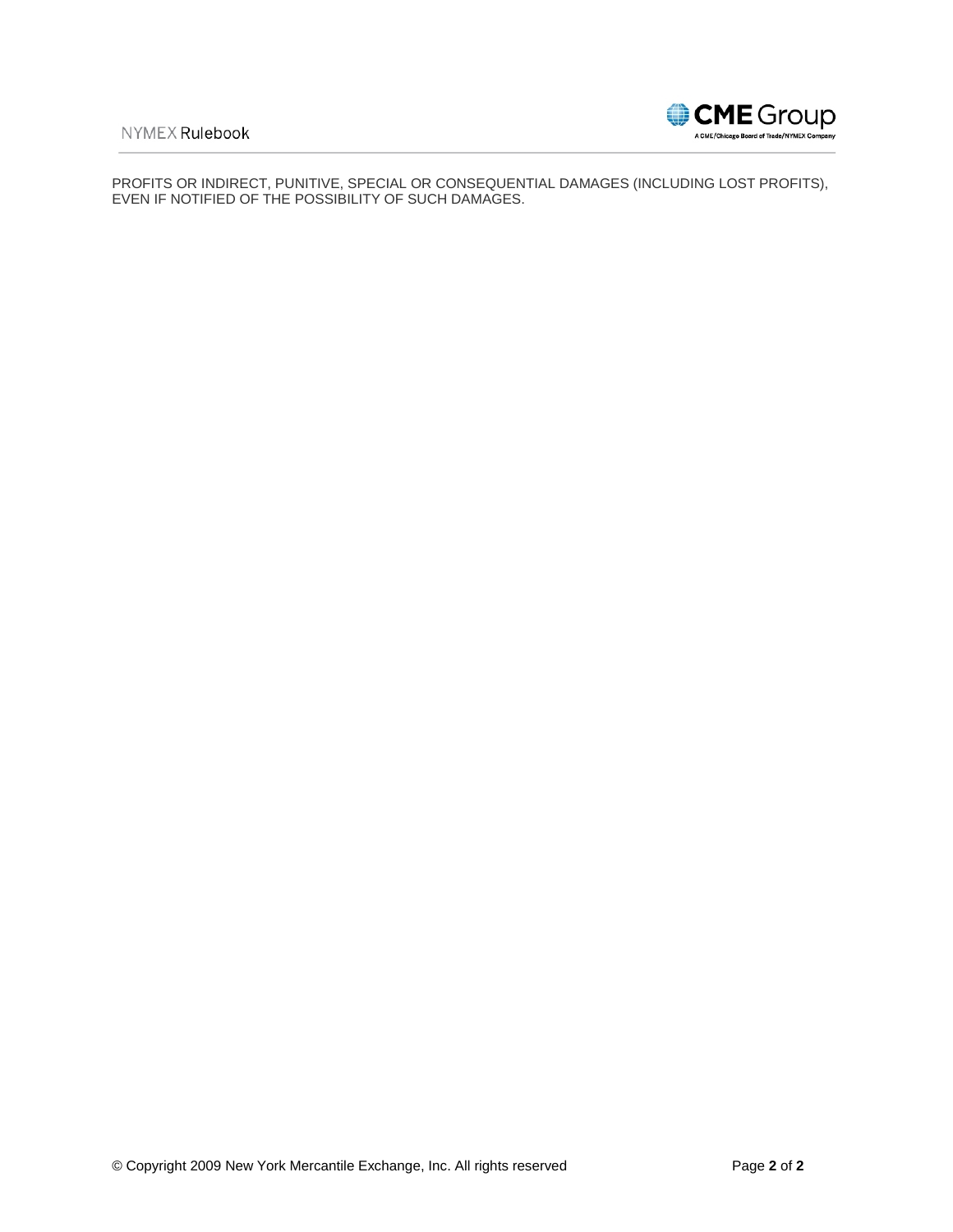PROFITS OR INDIRECT, PUNITIVE, SPECIAL OR CONSEQUENTIAL DAMAGES (INCLUDING LOST PROFITS), EVEN IF NOTIFIED OF THE POSSIBILITY OF SUCH DAMAGES.